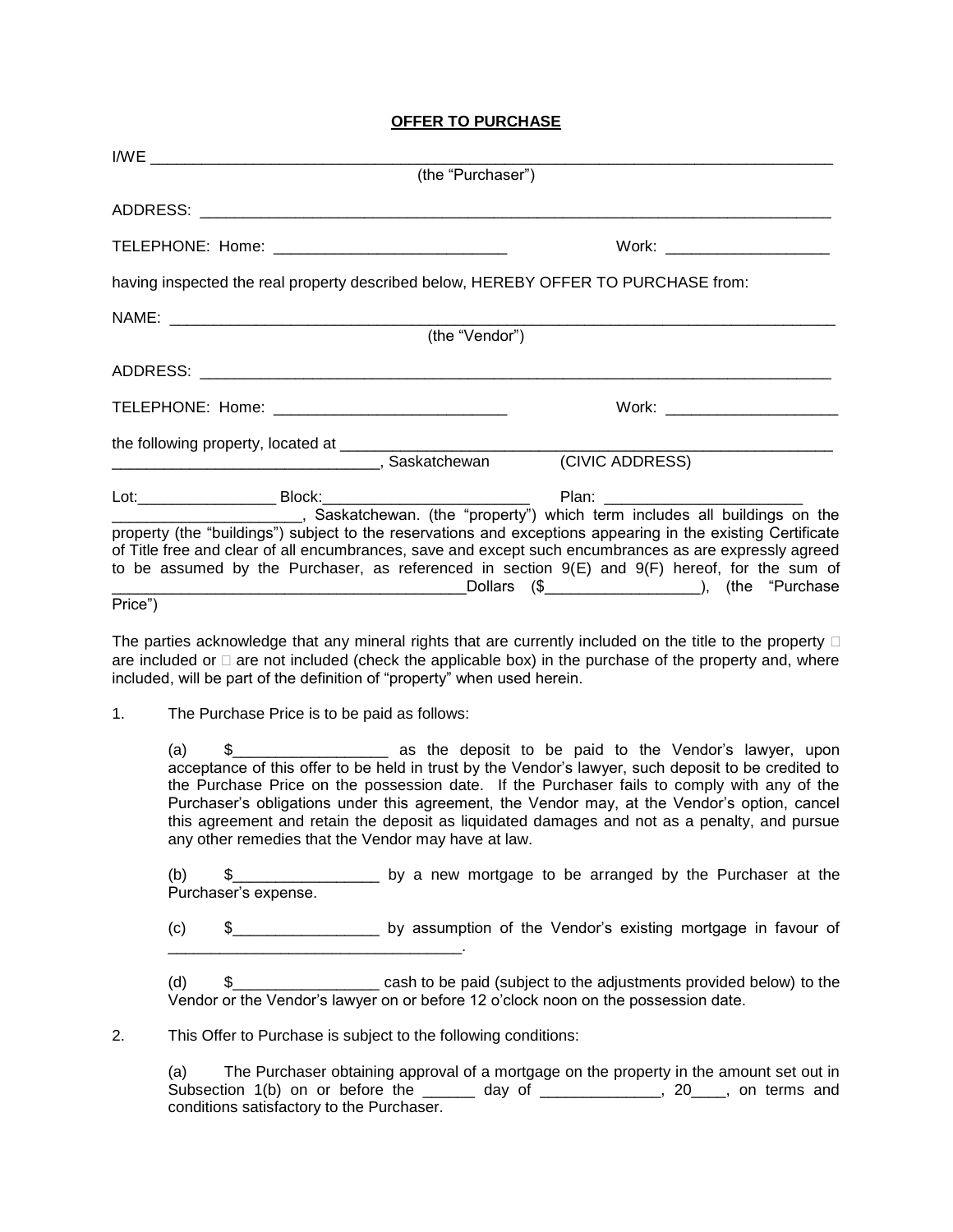# OFFER TO PURCHASE

I/WE ______________________________________________________________________________
(the "Purchaser")

ADDRESS: __________________________________________________________________________

TELEPHONE: Home: ___________________________ Work: ___________________

having inspected the real property described below, HEREBY OFFER TO PURCHASE from:

NAME: _____________________________________________________________________________
(the "Vendor")

ADDRESS: __________________________________________________________________________

TELEPHONE: Home: ___________________________ Work: ____________________

the following property, located at _____________________________________________________________
______________________________, Saskatchewan (CIVIC ADDRESS)

Lot:________________ Block:________________________ Plan: ______________________
_____________________, Saskatchewan. (the "property") which term includes all buildings on the property (the "buildings") subject to the reservations and exceptions appearing in the existing Certificate of Title free and clear of all encumbrances, save and except such encumbrances as are expressly agreed to be assumed by the Purchaser, as referenced in section 9(E) and 9(F) hereof, for the sum of _______________________________________Dollars ($_________________), (the "Purchase Price")

The parties acknowledge that any mineral rights that are currently included on the title to the property ☐ are included or ☐ are not included (check the applicable box) in the purchase of the property and, where included, will be part of the definition of "property" when used herein.

1. The Purchase Price is to be paid as follows:

   (a) $_________________ as the deposit to be paid to the Vendor's lawyer, upon acceptance of this offer to be held in trust by the Vendor's lawyer, such deposit to be credited to the Purchase Price on the possession date. If the Purchaser fails to comply with any of the Purchaser's obligations under this agreement, the Vendor may, at the Vendor's option, cancel this agreement and retain the deposit as liquidated damages and not as a penalty, and pursue any other remedies that the Vendor may have at law.

   (b) $________________ by a new mortgage to be arranged by the Purchaser at the Purchaser's expense.

   (c) $________________ by assumption of the Vendor's existing mortgage in favour of __________________________________.

   (d) $________________ cash to be paid (subject to the adjustments provided below) to the Vendor or the Vendor's lawyer on or before 12 o'clock noon on the possession date.

2. This Offer to Purchase is subject to the following conditions:

   (a) The Purchaser obtaining approval of a mortgage on the property in the amount set out in Subsection 1(b) on or before the ______ day of ______________, 20____, on terms and conditions satisfactory to the Purchaser.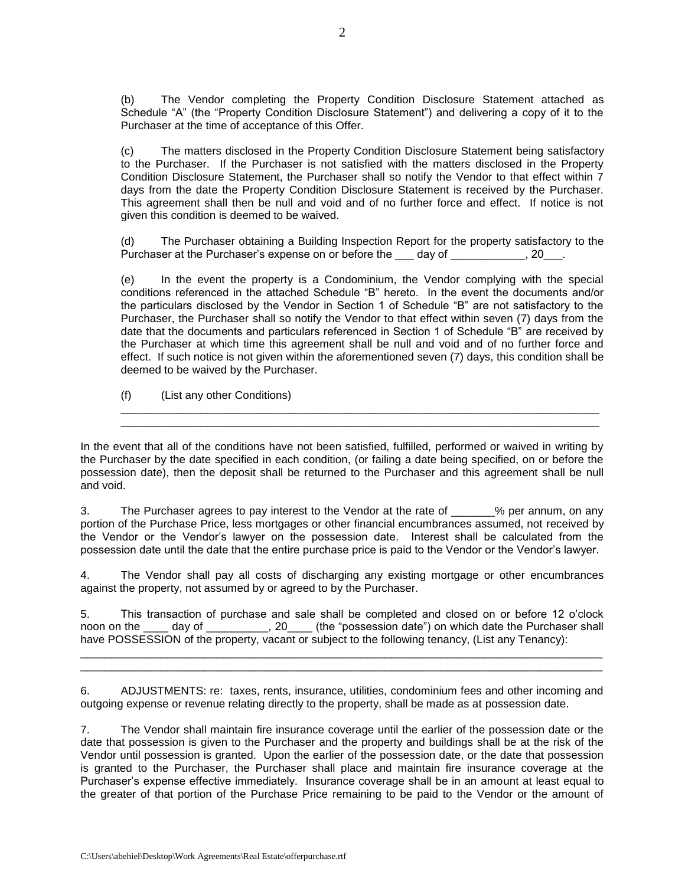(b) The Vendor completing the Property Condition Disclosure Statement attached as Schedule "A" (the "Property Condition Disclosure Statement") and delivering a copy of it to the Purchaser at the time of acceptance of this Offer.

(c) The matters disclosed in the Property Condition Disclosure Statement being satisfactory to the Purchaser. If the Purchaser is not satisfied with the matters disclosed in the Property Condition Disclosure Statement, the Purchaser shall so notify the Vendor to that effect within 7 days from the date the Property Condition Disclosure Statement is received by the Purchaser. This agreement shall then be null and void and of no further force and effect. If notice is not given this condition is deemed to be waived.

(d) The Purchaser obtaining a Building Inspection Report for the property satisfactory to the Purchaser at the Purchaser's expense on or before the ___ day of ____________, 20___.

(e) In the event the property is a Condominium, the Vendor complying with the special conditions referenced in the attached Schedule "B" hereto. In the event the documents and/or the particulars disclosed by the Vendor in Section 1 of Schedule "B" are not satisfactory to the Purchaser, the Purchaser shall so notify the Vendor to that effect within seven (7) days from the date that the documents and particulars referenced in Section 1 of Schedule "B" are received by the Purchaser at which time this agreement shall be null and void and of no further force and effect. If such notice is not given within the aforementioned seven (7) days, this condition shall be deemed to be waived by the Purchaser.

(f) (List any other Conditions)

________________________________________________________________________________
________________________________________________________________________________

In the event that all of the conditions have not been satisfied, fulfilled, performed or waived in writing by the Purchaser by the date specified in each condition, (or failing a date being specified, on or before the possession date), then the deposit shall be returned to the Purchaser and this agreement shall be null and void.

3. The Purchaser agrees to pay interest to the Vendor at the rate of _______% per annum, on any portion of the Purchase Price, less mortgages or other financial encumbrances assumed, not received by the Vendor or the Vendor's lawyer on the possession date. Interest shall be calculated from the possession date until the date that the entire purchase price is paid to the Vendor or the Vendor's lawyer.

4. The Vendor shall pay all costs of discharging any existing mortgage or other encumbrances against the property, not assumed by or agreed to by the Purchaser.

5. This transaction of purchase and sale shall be completed and closed on or before 12 o'clock noon on the ____ day of __________, 20____ (the "possession date") on which date the Purchaser shall have POSSESSION of the property, vacant or subject to the following tenancy, (List any Tenancy):

________________________________________________________________________________________
________________________________________________________________________________________

6. ADJUSTMENTS: re: taxes, rents, insurance, utilities, condominium fees and other incoming and outgoing expense or revenue relating directly to the property, shall be made as at possession date.

7. The Vendor shall maintain fire insurance coverage until the earlier of the possession date or the date that possession is given to the Purchaser and the property and buildings shall be at the risk of the Vendor until possession is granted. Upon the earlier of the possession date, or the date that possession is granted to the Purchaser, the Purchaser shall place and maintain fire insurance coverage at the Purchaser's expense effective immediately. Insurance coverage shall be in an amount at least equal to the greater of that portion of the Purchase Price remaining to be paid to the Vendor or the amount of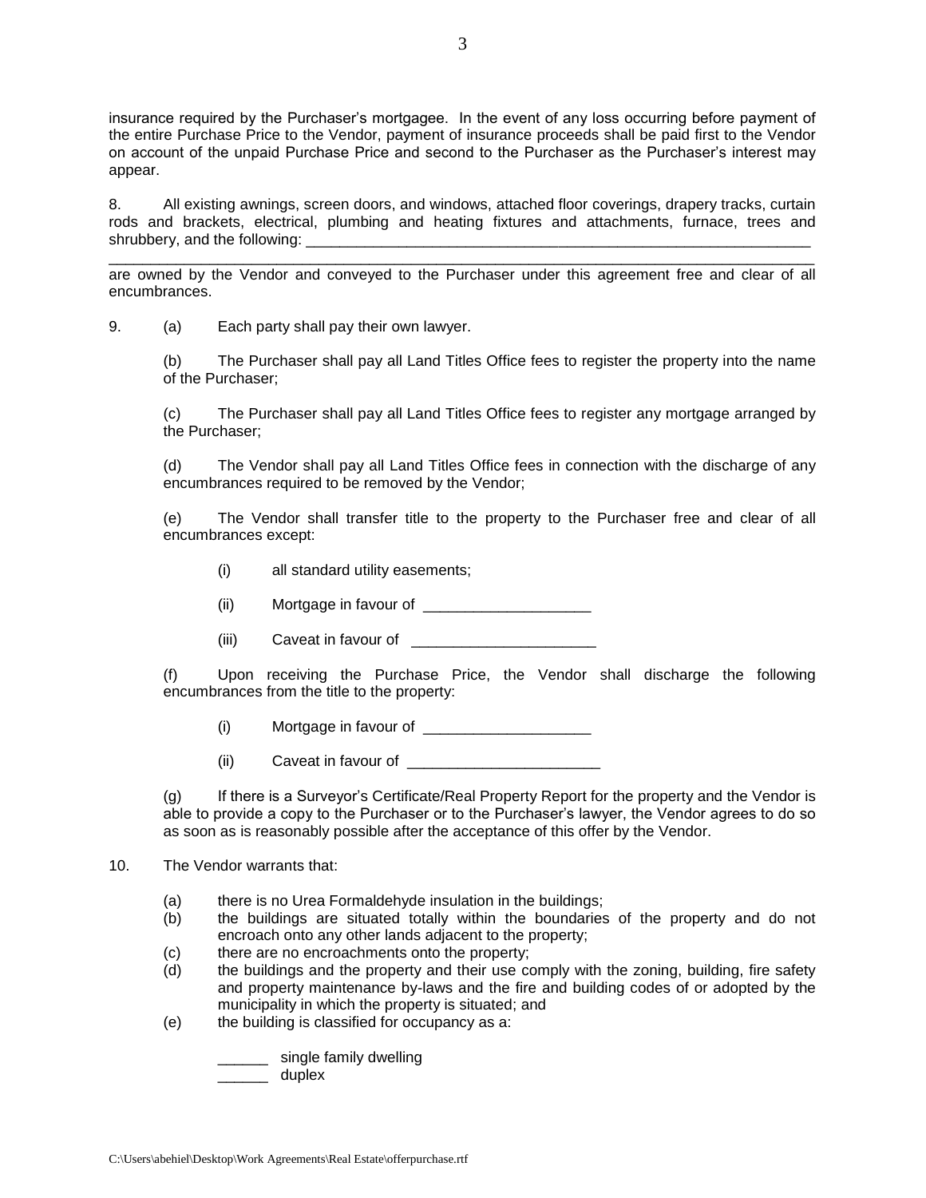insurance required by the Purchaser's mortgagee. In the event of any loss occurring before payment of the entire Purchase Price to the Vendor, payment of insurance proceeds shall be paid first to the Vendor on account of the unpaid Purchase Price and second to the Purchaser as the Purchaser's interest may appear.

8. All existing awnings, screen doors, and windows, attached floor coverings, drapery tracks, curtain rods and brackets, electrical, plumbing and heating fixtures and attachments, furnace, trees and shrubbery, and the following: ______________________________________________________________

______________________________________________________________________________

are owned by the Vendor and conveyed to the Purchaser under this agreement free and clear of all encumbrances.

9. (a) Each party shall pay their own lawyer.

   (b) The Purchaser shall pay all Land Titles Office fees to register the property into the name of the Purchaser;

   (c) The Purchaser shall pay all Land Titles Office fees to register any mortgage arranged by the Purchaser;

   (d) The Vendor shall pay all Land Titles Office fees in connection with the discharge of any encumbrances required to be removed by the Vendor;

   (e) The Vendor shall transfer title to the property to the Purchaser free and clear of all encumbrances except:

      (i) all standard utility easements;

      (ii) Mortgage in favour of ____________________

      (iii) Caveat in favour of ______________________

   (f) Upon receiving the Purchase Price, the Vendor shall discharge the following encumbrances from the title to the property:

      (i) Mortgage in favour of ____________________

      (ii) Caveat in favour of _______________________

   (g) If there is a Surveyor's Certificate/Real Property Report for the property and the Vendor is able to provide a copy to the Purchaser or to the Purchaser's lawyer, the Vendor agrees to do so as soon as is reasonably possible after the acceptance of this offer by the Vendor.

10. The Vendor warrants that:

   (a) there is no Urea Formaldehyde insulation in the buildings;
   (b) the buildings are situated totally within the boundaries of the property and do not encroach onto any other lands adjacent to the property;
   (c) there are no encroachments onto the property;
   (d) the buildings and the property and their use comply with the zoning, building, fire safety and property maintenance by-laws and the fire and building codes of or adopted by the municipality in which the property is situated; and
   (e) the building is classified for occupancy as a:

      ______ single family dwelling
      ______ duplex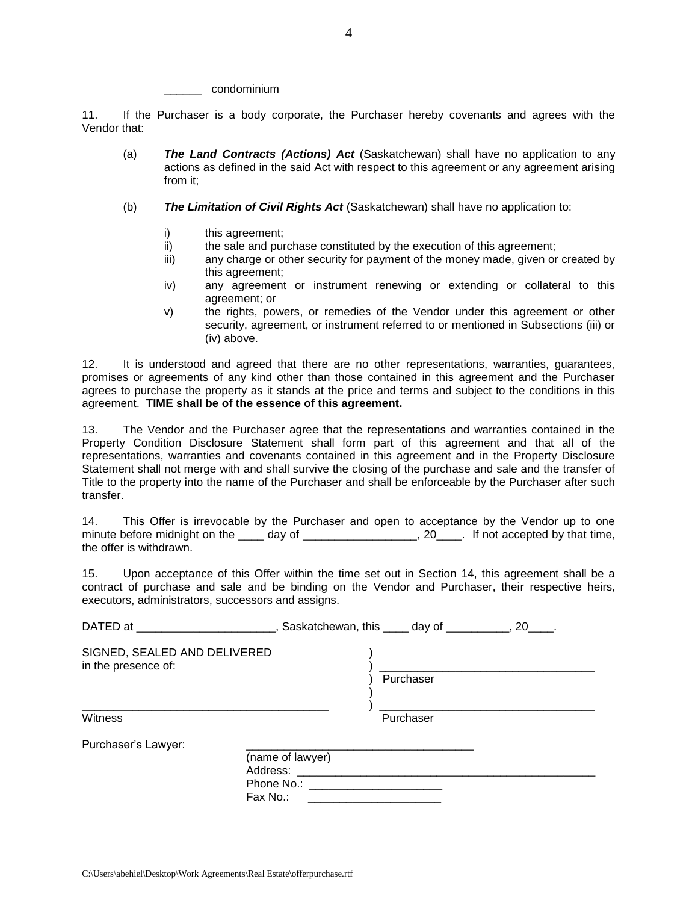______ condominium

11. If the Purchaser is a body corporate, the Purchaser hereby covenants and agrees with the Vendor that:

(a) ***The Land Contracts (Actions) Act*** (Saskatchewan) shall have no application to any actions as defined in the said Act with respect to this agreement or any agreement arising from it;

(b) ***The Limitation of Civil Rights Act*** (Saskatchewan) shall have no application to:

i) this agreement;
ii) the sale and purchase constituted by the execution of this agreement;
iii) any charge or other security for payment of the money made, given or created by this agreement;
iv) any agreement or instrument renewing or extending or collateral to this agreement; or
v) the rights, powers, or remedies of the Vendor under this agreement or other security, agreement, or instrument referred to or mentioned in Subsections (iii) or (iv) above.

12. It is understood and agreed that there are no other representations, warranties, guarantees, promises or agreements of any kind other than those contained in this agreement and the Purchaser agrees to purchase the property as it stands at the price and terms and subject to the conditions in this agreement. **TIME shall be of the essence of this agreement.**

13. The Vendor and the Purchaser agree that the representations and warranties contained in the Property Condition Disclosure Statement shall form part of this agreement and that all of the representations, warranties and covenants contained in this agreement and in the Property Disclosure Statement shall not merge with and shall survive the closing of the purchase and sale and the transfer of Title to the property into the name of the Purchaser and shall be enforceable by the Purchaser after such transfer.

14. This Offer is irrevocable by the Purchaser and open to acceptance by the Vendor up to one minute before midnight on the ____ day of __________________, 20____. If not accepted by that time, the offer is withdrawn.

15. Upon acceptance of this Offer within the time set out in Section 14, this agreement shall be a contract of purchase and sale and be binding on the Vendor and Purchaser, their respective heirs, executors, administrators, successors and assigns.

DATED at ______________________, Saskatchewan, this ____ day of __________, 20____.

SIGNED, SEALED AND DELIVERED
in the presence of:

__________________________________
Purchaser

________________________________________ __________________________________
Witness Purchaser

Purchaser's Lawyer: ____________________________________
(name of lawyer)
Address: __________________________________________________
Phone No.: ______________________
Fax No.: ______________________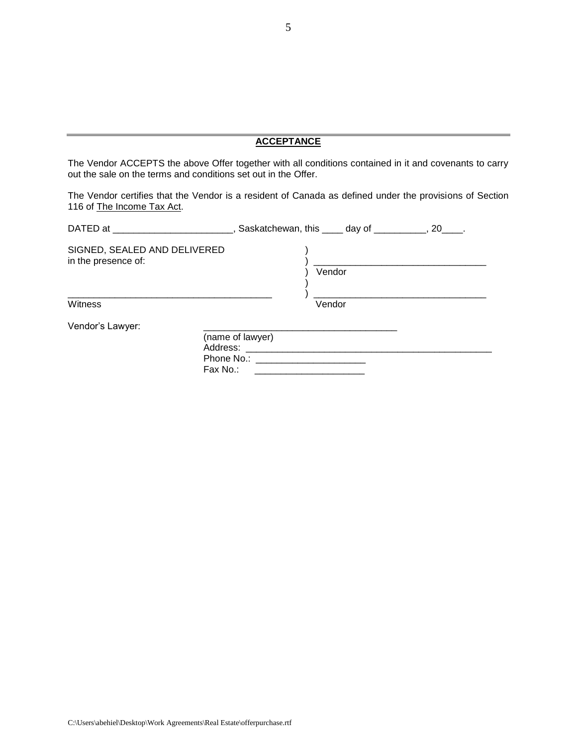---

## ACCEPTANCE

The Vendor ACCEPTS the above Offer together with all conditions contained in it and covenants to carry out the sale on the terms and conditions set out in the Offer.

The Vendor certifies that the Vendor is a resident of Canada as defined under the provisions of Section 116 of The Income Tax Act.

DATED at _______________________, Saskatchewan, this ____ day of __________, 20____.

SIGNED, SEALED AND DELIVERED in the presence of:

_________________________________
Vendor

_______________________________________ 
Witness

_________________________________
Vendor

Vendor's Lawyer: _____________________________________
(name of lawyer)
Address: _______________________________________________
Phone No.: _____________________
Fax No.: _____________________

C:\Users\abehiel\Desktop\Work Agreements\Real Estate\offerpurchase.rtf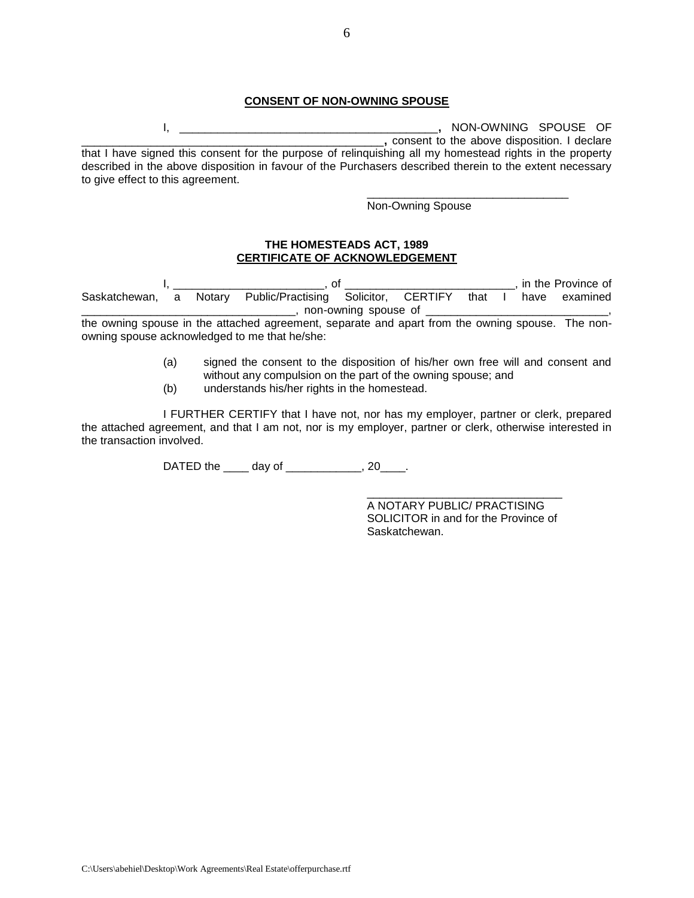## CONSENT OF NON-OWNING SPOUSE

I, ________________________________________, NON-OWNING SPOUSE OF ________________________________________________, consent to the above disposition. I declare that I have signed this consent for the purpose of relinquishing all my homestead rights in the property described in the above disposition in favour of the Purchasers described therein to the extent necessary to give effect to this agreement.

________________________________
Non-Owning Spouse

## THE HOMESTEADS ACT, 1989
## CERTIFICATE OF ACKNOWLEDGEMENT

I, _______________________, of __________________________, in the Province of Saskatchewan, a Notary Public/Practising Solicitor, CERTIFY that I have examined _________________________________, non-owning spouse of ____________________________, the owning spouse in the attached agreement, separate and apart from the owning spouse. The non-owning spouse acknowledged to me that he/she:

(a) signed the consent to the disposition of his/her own free will and consent and without any compulsion on the part of the owning spouse; and
(b) understands his/her rights in the homestead.

I FURTHER CERTIFY that I have not, nor has my employer, partner or clerk, prepared the attached agreement, and that I am not, nor is my employer, partner or clerk, otherwise interested in the transaction involved.

DATED the ____ day of ____________, 20____.

_______________________________
A NOTARY PUBLIC/ PRACTISING SOLICITOR in and for the Province of Saskatchewan.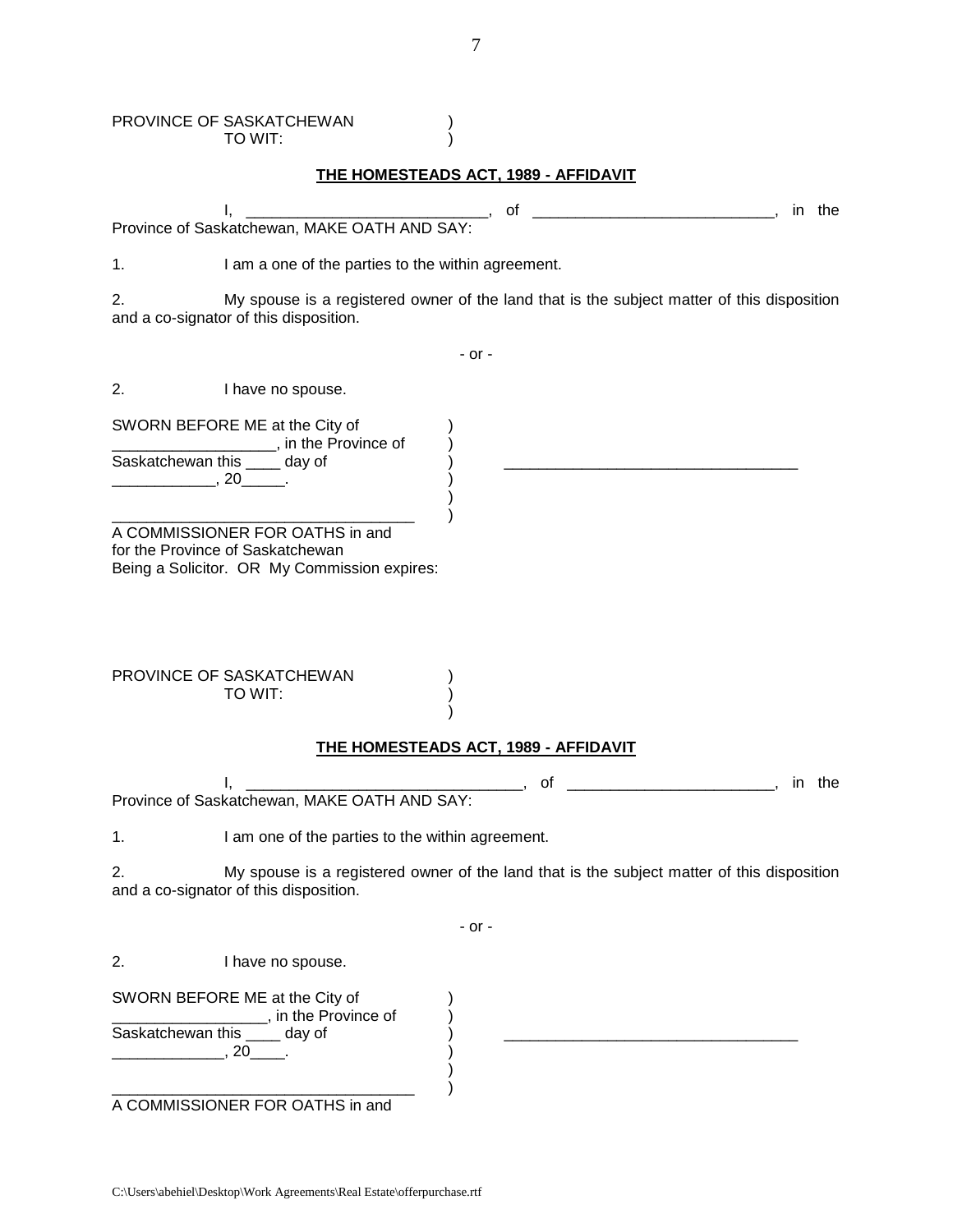PROVINCE OF SASKATCHEWAN )
TO WIT: )

**THE HOMESTEADS ACT, 1989 - AFFIDAVIT**

I, ____________________________, of ___________________________, in the Province of Saskatchewan, MAKE OATH AND SAY:

1. I am a one of the parties to the within agreement.

2. My spouse is a registered owner of the land that is the subject matter of this disposition and a co-signator of this disposition.

- or -

2. I have no spouse.

SWORN BEFORE ME at the City of )
___________________, in the Province of )
Saskatchewan this ____ day of ) ___________________________________
____________, 20_____. )
)
__________________________________ )
A COMMISSIONER FOR OATHS in and
for the Province of Saskatchewan
Being a Solicitor. OR My Commission expires:

PROVINCE OF SASKATCHEWAN )
TO WIT: )
)

**THE HOMESTEADS ACT, 1989 - AFFIDAVIT**

I, _______________________________, of ________________________, in the Province of Saskatchewan, MAKE OATH AND SAY:

1. I am one of the parties to the within agreement.

2. My spouse is a registered owner of the land that is the subject matter of this disposition and a co-signator of this disposition.

- or -

2. I have no spouse.

SWORN BEFORE ME at the City of )
__________________, in the Province of )
Saskatchewan this ____ day of ) ___________________________________
_____________, 20____. )
)
__________________________________ )
A COMMISSIONER FOR OATHS in and

C:\Users\abehiel\Desktop\Work Agreements\Real Estate\offerpurchase.rtf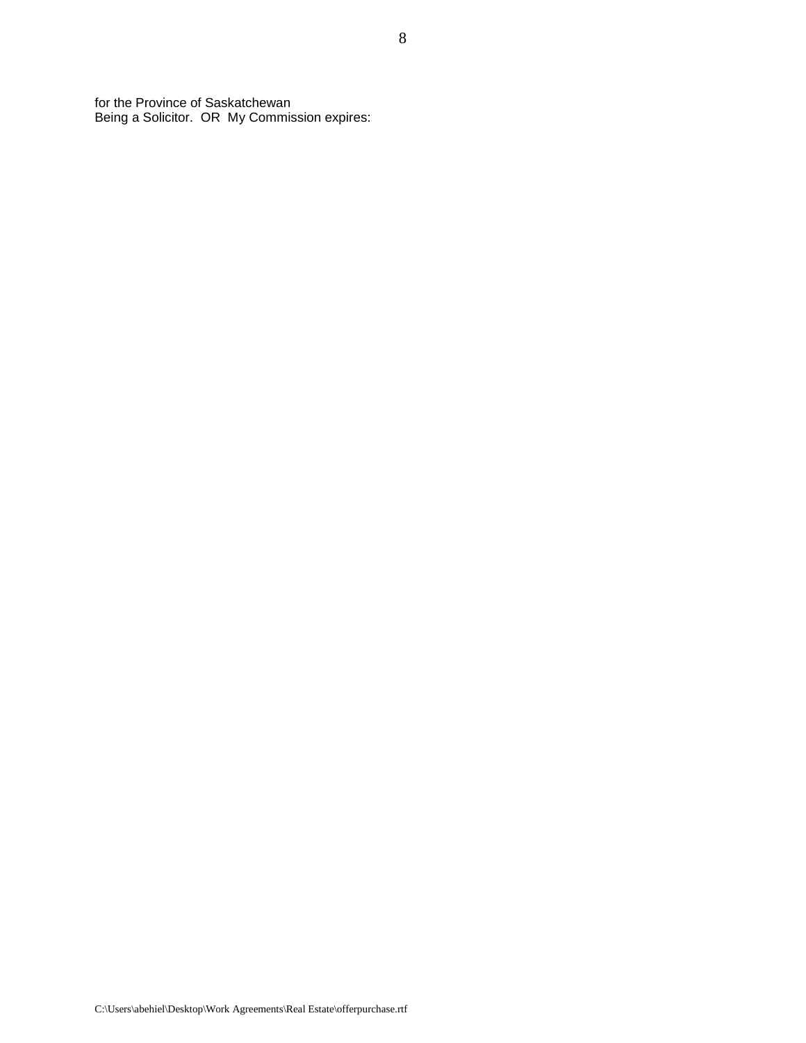for the Province of Saskatchewan
Being a Solicitor.  OR  My Commission expires: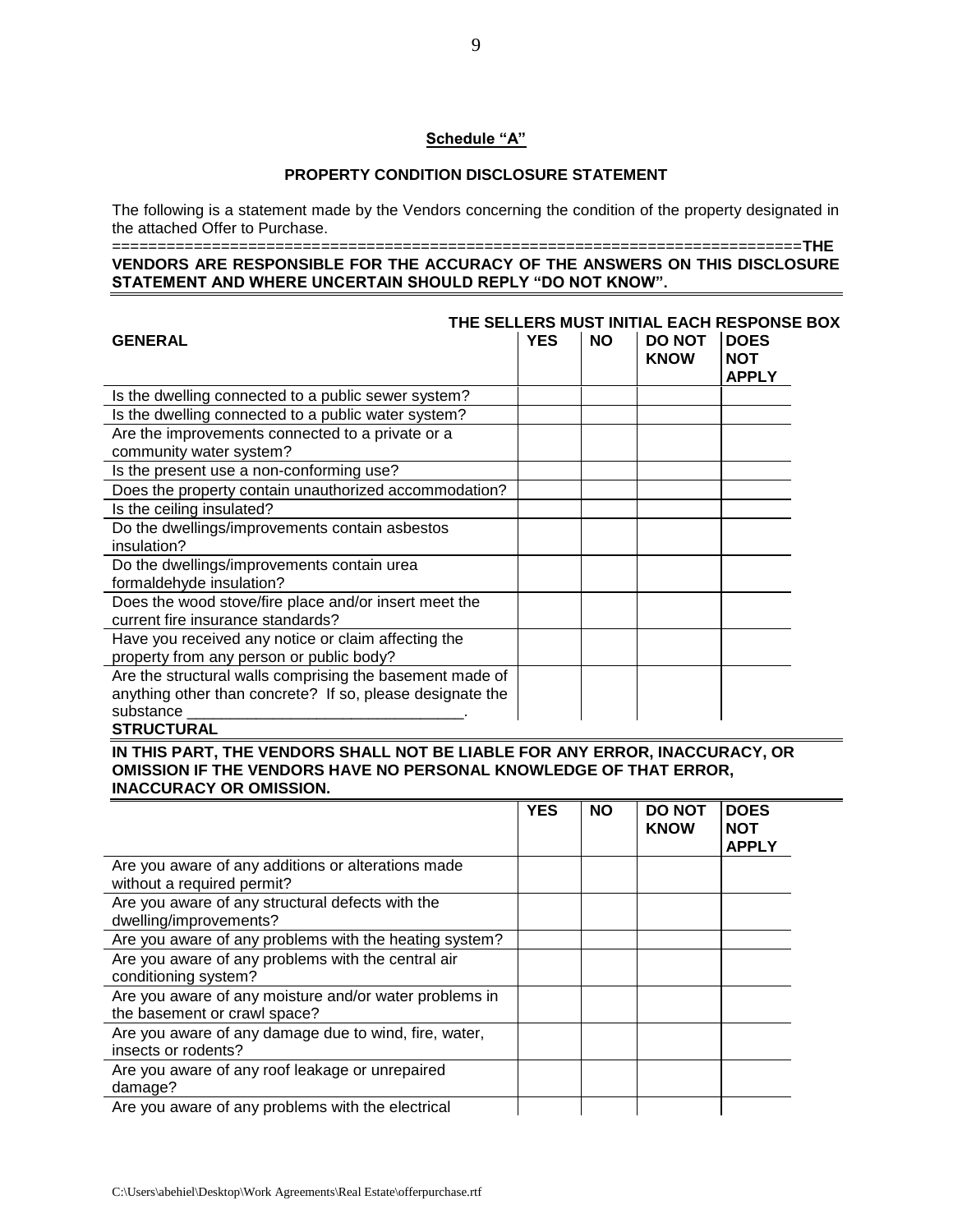## Schedule "A"

### PROPERTY CONDITION DISCLOSURE STATEMENT

The following is a statement made by the Vendors concerning the condition of the property designated in the attached Offer to Purchase.

==========================================================================**THE VENDORS ARE RESPONSIBLE FOR THE ACCURACY OF THE ANSWERS ON THIS DISCLOSURE STATEMENT AND WHERE UNCERTAIN SHOULD REPLY "DO NOT KNOW".**

**THE SELLERS MUST INITIAL EACH RESPONSE BOX**

| **GENERAL** | **YES** | **NO** | **DO NOT KNOW** | **DOES NOT APPLY** |
|---|---|---|---|---|
| Is the dwelling connected to a public sewer system? | | | | |
| Is the dwelling connected to a public water system? | | | | |
| Are the improvements connected to a private or a community water system? | | | | |
| Is the present use a non-conforming use? | | | | |
| Does the property contain unauthorized accommodation? | | | | |
| Is the ceiling insulated? | | | | |
| Do the dwellings/improvements contain asbestos insulation? | | | | |
| Do the dwellings/improvements contain urea formaldehyde insulation? | | | | |
| Does the wood stove/fire place and/or insert meet the current fire insurance standards? | | | | |
| Have you received any notice or claim affecting the property from any person or public body? | | | | |
| Are the structural walls comprising the basement made of anything other than concrete? If so, please designate the substance ________________________________. | | | | |

**STRUCTURAL**

**IN THIS PART, THE VENDORS SHALL NOT BE LIABLE FOR ANY ERROR, INACCURACY, OR OMISSION IF THE VENDORS HAVE NO PERSONAL KNOWLEDGE OF THAT ERROR, INACCURACY OR OMISSION.**

| | **YES** | **NO** | **DO NOT KNOW** | **DOES NOT APPLY** |
|---|---|---|---|---|
| Are you aware of any additions or alterations made without a required permit? | | | | |
| Are you aware of any structural defects with the dwelling/improvements? | | | | |
| Are you aware of any problems with the heating system? | | | | |
| Are you aware of any problems with the central air conditioning system? | | | | |
| Are you aware of any moisture and/or water problems in the basement or crawl space? | | | | |
| Are you aware of any damage due to wind, fire, water, insects or rodents? | | | | |
| Are you aware of any roof leakage or unrepaired damage? | | | | |
| Are you aware of any problems with the electrical | | | | |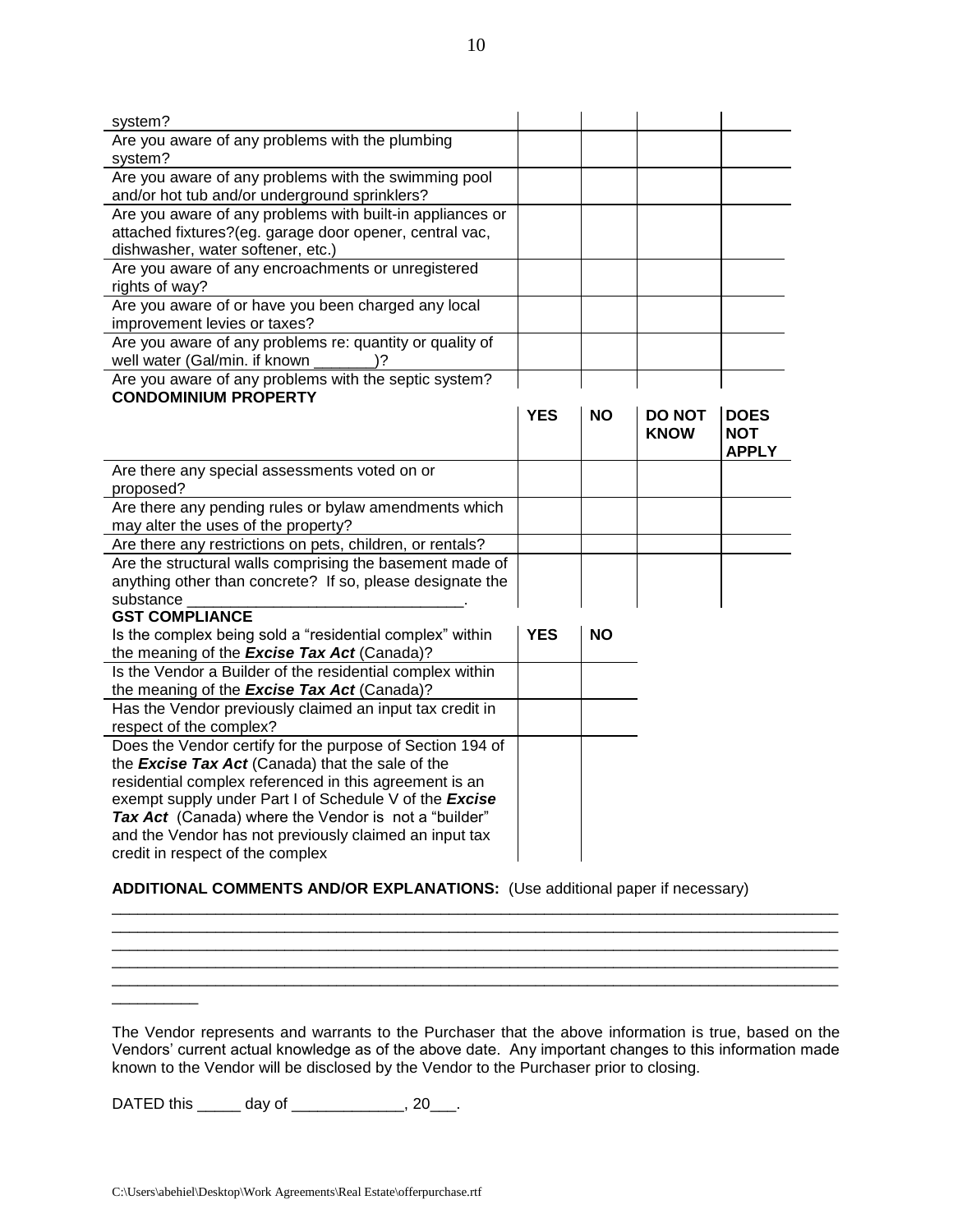| | | | | |
|---|---|---|---|---|
| system? | | | | |
| Are you aware of any problems with the plumbing system? | | | | |
| Are you aware of any problems with the swimming pool and/or hot tub and/or underground sprinklers? | | | | |
| Are you aware of any problems with built-in appliances or attached fixtures?(eg. garage door opener, central vac, dishwasher, water softener, etc.) | | | | |
| Are you aware of any encroachments or unregistered rights of way? | | | | |
| Are you aware of or have you been charged any local improvement levies or taxes? | | | | |
| Are you aware of any problems re: quantity or quality of well water (Gal/min. if known _______)? | | | | |
| Are you aware of any problems with the septic system? | | | | |

**CONDOMINIUM PROPERTY**

| | **YES** | **NO** | **DO NOT KNOW** | **DOES NOT APPLY** |
|---|---|---|---|---|
| Are there any special assessments voted on or proposed? | | | | |
| Are there any pending rules or bylaw amendments which may alter the uses of the property? | | | | |
| Are there any restrictions on pets, children, or rentals? | | | | |
| Are the structural walls comprising the basement made of anything other than concrete? If so, please designate the substance _______________________________. | | | | |

**GST COMPLIANCE**

| | **YES** | **NO** |
|---|---|---|
| Is the complex being sold a "residential complex" within the meaning of the ***Excise Tax Act*** (Canada)? | | |
| Is the Vendor a Builder of the residential complex within the meaning of the ***Excise Tax Act*** (Canada)? | | |
| Has the Vendor previously claimed an input tax credit in respect of the complex? | | |
| Does the Vendor certify for the purpose of Section 194 of the ***Excise Tax Act*** (Canada) that the sale of the residential complex referenced in this agreement is an exempt supply under Part I of Schedule V of the ***Excise Tax Act*** (Canada) where the Vendor is not a "builder" and the Vendor has not previously claimed an input tax credit in respect of the complex | | |

**ADDITIONAL COMMENTS AND/OR EXPLANATIONS:** (Use additional paper if necessary)

______________________________________________________________________________________
______________________________________________________________________________________
______________________________________________________________________________________
______________________________________________________________________________________
______________________________________________________________________________________
__________

The Vendor represents and warrants to the Purchaser that the above information is true, based on the Vendors' current actual knowledge as of the above date. Any important changes to this information made known to the Vendor will be disclosed by the Vendor to the Purchaser prior to closing.

DATED this _____ day of _____________, 20___.

C:\Users\abehiel\Desktop\Work Agreements\Real Estate\offerpurchase.rtf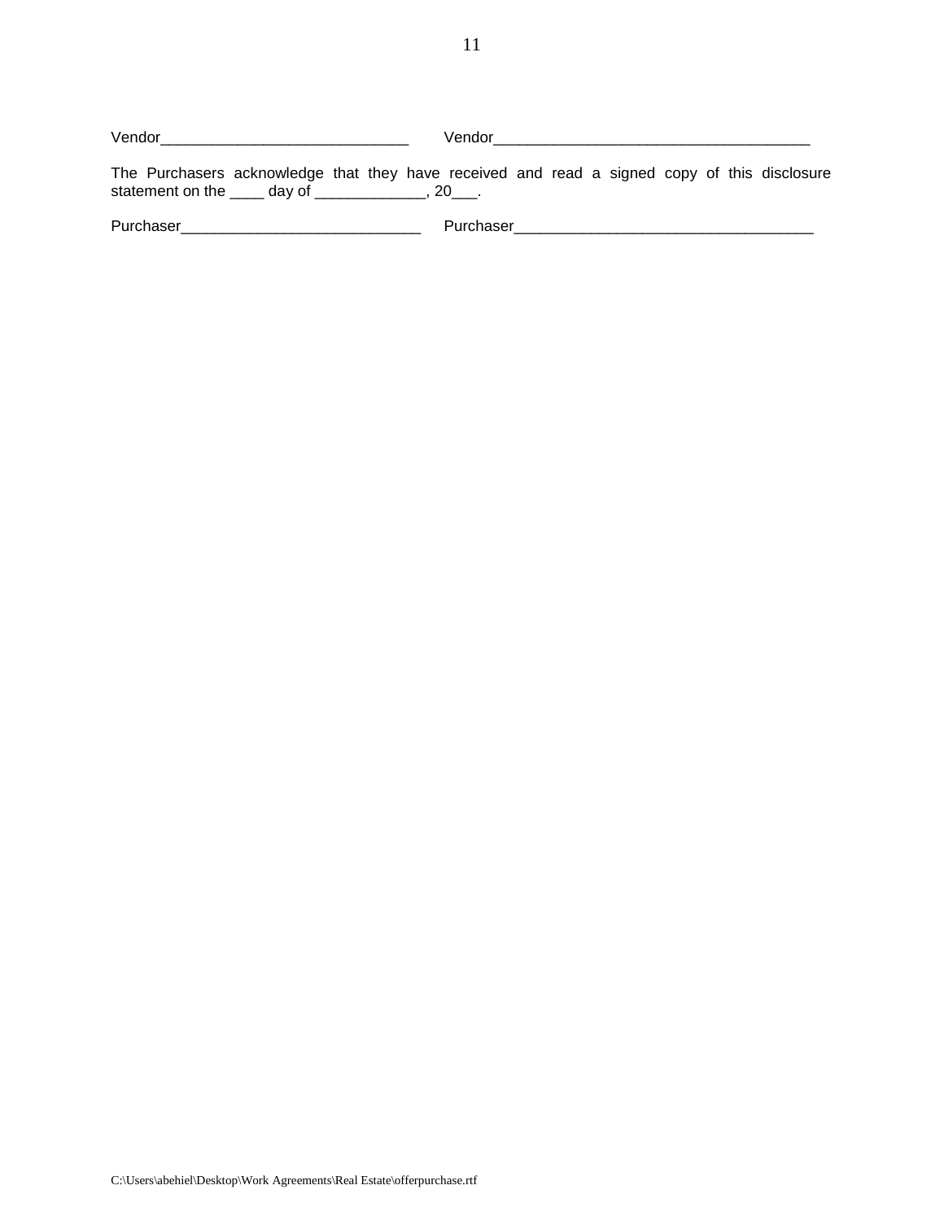Vendor_____________________________ Vendor_____________________________________

The Purchasers acknowledge that they have received and read a signed copy of this disclosure statement on the ____ day of _____________, 20___.

Purchaser____________________________ Purchaser___________________________________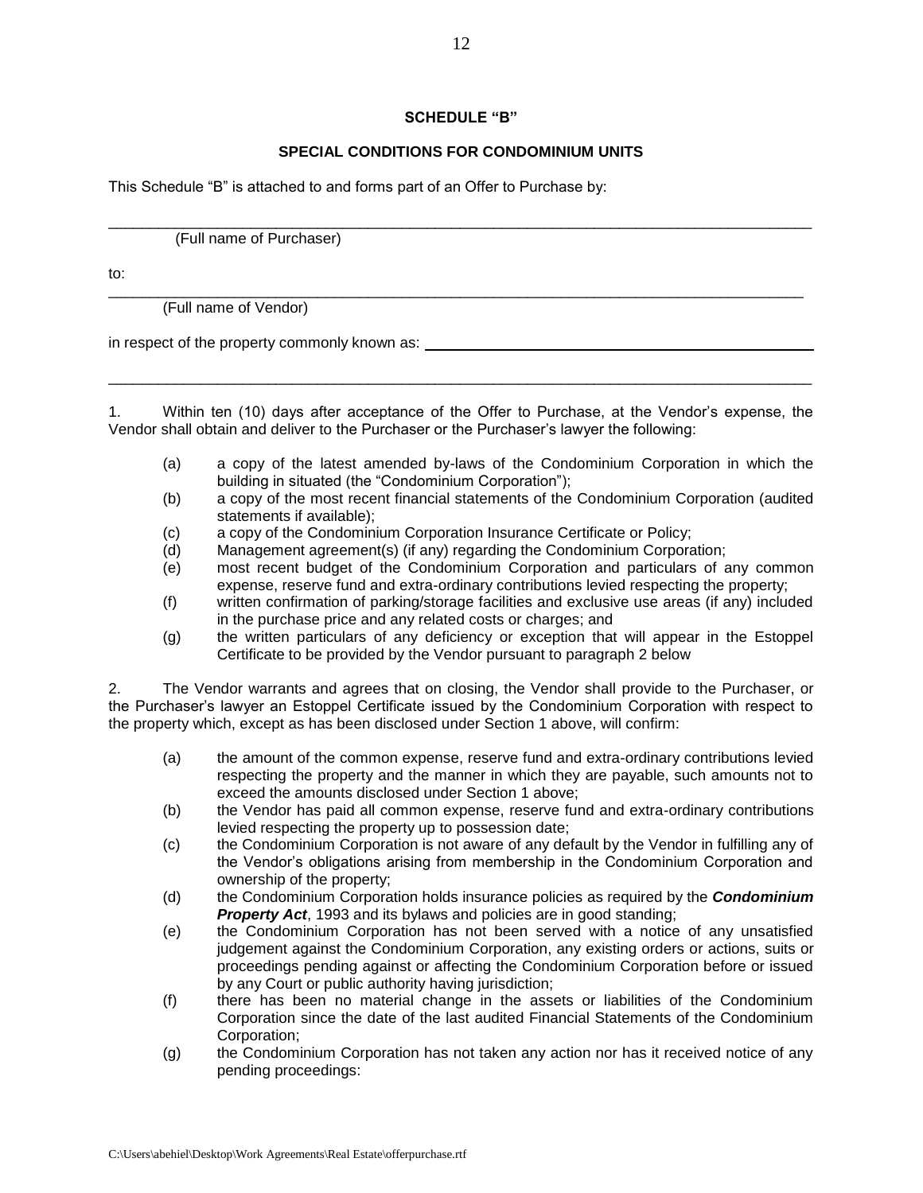**SCHEDULE "B"**

**SPECIAL CONDITIONS FOR CONDOMINIUM UNITS**

This Schedule "B" is attached to and forms part of an Offer to Purchase by:

_______________________________________________________________________________

(Full name of Purchaser)

to:

_______________________________________________________________________________

(Full name of Vendor)

in respect of the property commonly known as: ________________________________

_______________________________________________________________________________

1. Within ten (10) days after acceptance of the Offer to Purchase, at the Vendor's expense, the Vendor shall obtain and deliver to the Purchaser or the Purchaser's lawyer the following:

(a) a copy of the latest amended by-laws of the Condominium Corporation in which the building in situated (the "Condominium Corporation");

(b) a copy of the most recent financial statements of the Condominium Corporation (audited statements if available);

(c) a copy of the Condominium Corporation Insurance Certificate or Policy;

(d) Management agreement(s) (if any) regarding the Condominium Corporation;

(e) most recent budget of the Condominium Corporation and particulars of any common expense, reserve fund and extra-ordinary contributions levied respecting the property;

(f) written confirmation of parking/storage facilities and exclusive use areas (if any) included in the purchase price and any related costs or charges; and

(g) the written particulars of any deficiency or exception that will appear in the Estoppel Certificate to be provided by the Vendor pursuant to paragraph 2 below

2. The Vendor warrants and agrees that on closing, the Vendor shall provide to the Purchaser, or the Purchaser's lawyer an Estoppel Certificate issued by the Condominium Corporation with respect to the property which, except as has been disclosed under Section 1 above, will confirm:

(a) the amount of the common expense, reserve fund and extra-ordinary contributions levied respecting the property and the manner in which they are payable, such amounts not to exceed the amounts disclosed under Section 1 above;

(b) the Vendor has paid all common expense, reserve fund and extra-ordinary contributions levied respecting the property up to possession date;

(c) the Condominium Corporation is not aware of any default by the Vendor in fulfilling any of the Vendor's obligations arising from membership in the Condominium Corporation and ownership of the property;

(d) the Condominium Corporation holds insurance policies as required by the ***Condominium Property Act***, 1993 and its bylaws and policies are in good standing;

(e) the Condominium Corporation has not been served with a notice of any unsatisfied judgement against the Condominium Corporation, any existing orders or actions, suits or proceedings pending against or affecting the Condominium Corporation before or issued by any Court or public authority having jurisdiction;

(f) there has been no material change in the assets or liabilities of the Condominium Corporation since the date of the last audited Financial Statements of the Condominium Corporation;

(g) the Condominium Corporation has not taken any action nor has it received notice of any pending proceedings:

C:\Users\abehiel\Desktop\Work Agreements\Real Estate\offerpurchase.rtf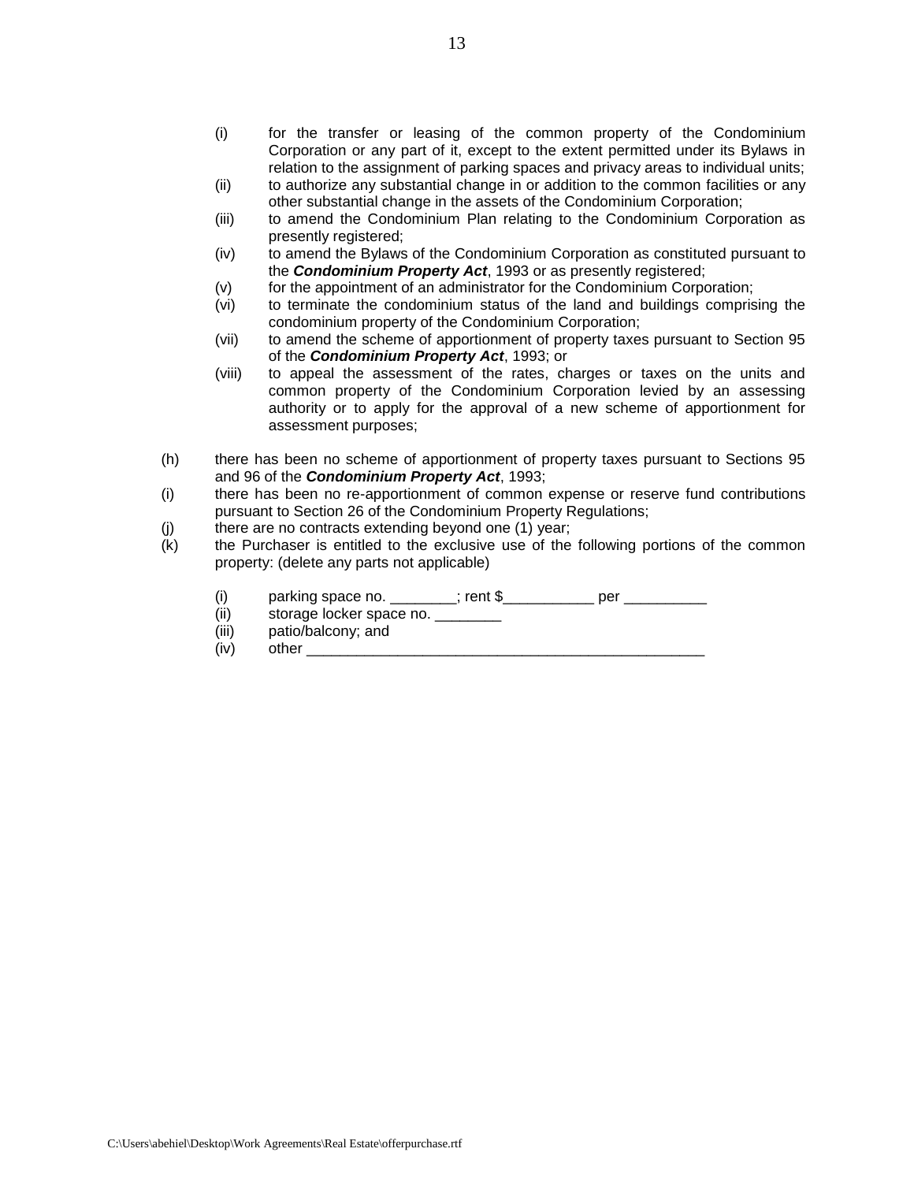(i) for the transfer or leasing of the common property of the Condominium Corporation or any part of it, except to the extent permitted under its Bylaws in relation to the assignment of parking spaces and privacy areas to individual units;

(ii) to authorize any substantial change in or addition to the common facilities or any other substantial change in the assets of the Condominium Corporation;

(iii) to amend the Condominium Plan relating to the Condominium Corporation as presently registered;

(iv) to amend the Bylaws of the Condominium Corporation as constituted pursuant to the ***Condominium Property Act***, 1993 or as presently registered;

(v) for the appointment of an administrator for the Condominium Corporation;

(vi) to terminate the condominium status of the land and buildings comprising the condominium property of the Condominium Corporation;

(vii) to amend the scheme of apportionment of property taxes pursuant to Section 95 of the ***Condominium Property Act***, 1993; or

(viii) to appeal the assessment of the rates, charges or taxes on the units and common property of the Condominium Corporation levied by an assessing authority or to apply for the approval of a new scheme of apportionment for assessment purposes;

(h) there has been no scheme of apportionment of property taxes pursuant to Sections 95 and 96 of the ***Condominium Property Act***, 1993;

(i) there has been no re-apportionment of common expense or reserve fund contributions pursuant to Section 26 of the Condominium Property Regulations;

(j) there are no contracts extending beyond one (1) year;

(k) the Purchaser is entitled to the exclusive use of the following portions of the common property: (delete any parts not applicable)

(i) parking space no. ________; rent $___________ per __________

(ii) storage locker space no. ________

(iii) patio/balcony; and

(iv) other __________________________________________________

C:\Users\abehiel\Desktop\Work Agreements\Real Estate\offerpurchase.rtf